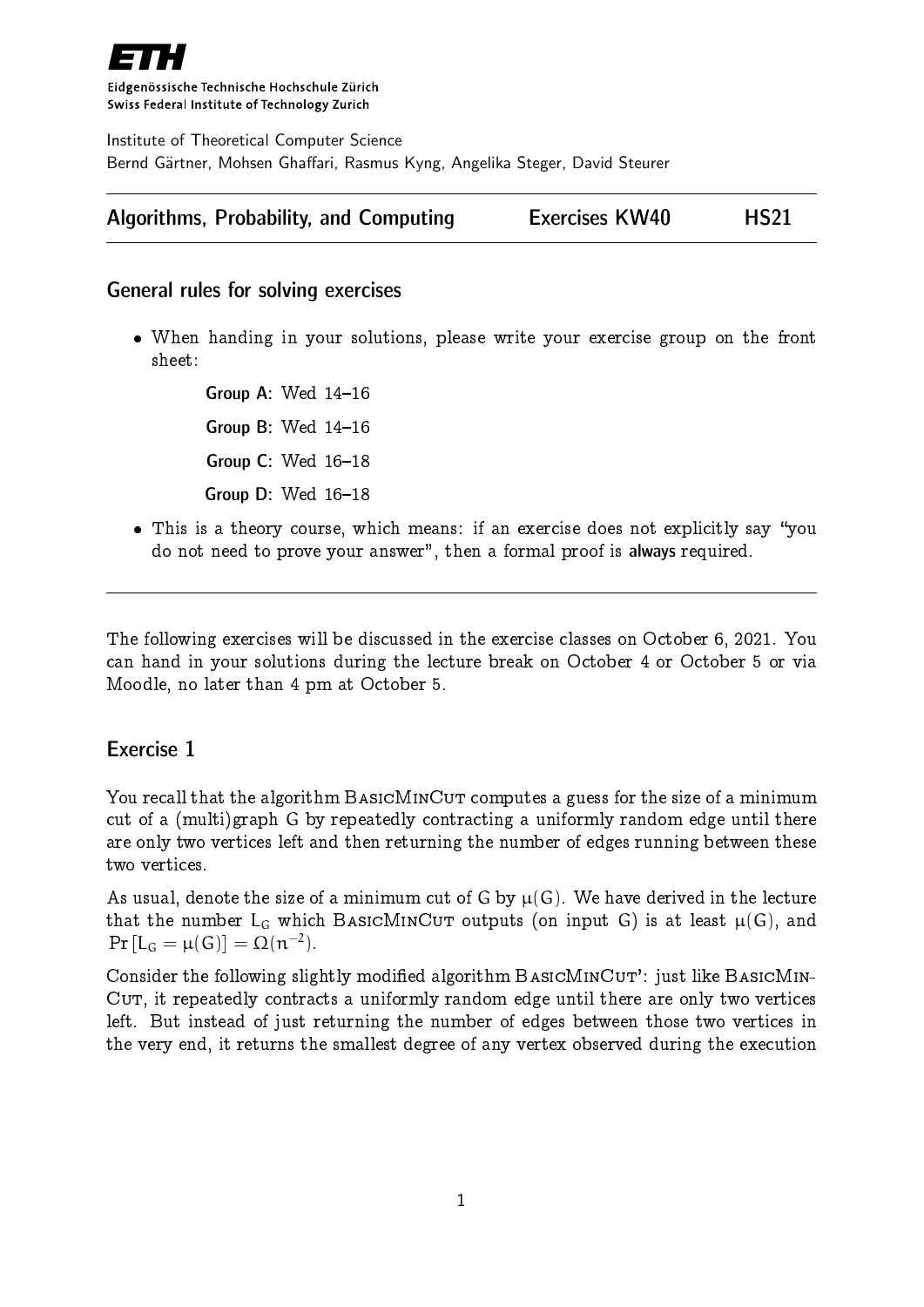**ETH**

Eidgenössische Technische Hochschule Zürich
Swiss Federal Institute of Technology Zurich

Institute of Theoretical Computer Science
Bernd Gärtner, Mohsen Ghaffari, Rasmus Kyng, Angelika Steger, David Steurer

---

**Algorithms, Probability, and Computing** — **Exercises KW40** — **HS21**

---

## General rules for solving exercises

- When handing in your solutions, please write your exercise group on the front sheet:

  **Group A**: Wed 14–16

  **Group B**: Wed 14–16

  **Group C**: Wed 16–18

  **Group D**: Wed 16–18

- This is a theory course, which means: if an exercise does not explicitly say "you do not need to prove your answer", then a formal proof is **always** required.

---

The following exercises will be discussed in the exercise classes on October 6, 2021. You can hand in your solutions during the lecture break on October 4 or October 5 or via Moodle, no later than 4 pm at October 5.

## Exercise 1

You recall that the algorithm BasicMinCut computes a guess for the size of a minimum cut of a (multi)graph G by repeatedly contracting a uniformly random edge until there are only two vertices left and then returning the number of edges running between these two vertices.

As usual, denote the size of a minimum cut of G by $\mu(G)$. We have derived in the lecture that the number $L_G$ which BasicMinCut outputs (on input G) is at least $\mu(G)$, and $\Pr[L_G = \mu(G)] = \Omega(n^{-2})$.

Consider the following slightly modified algorithm BasicMinCut': just like BasicMinCut, it repeatedly contracts a uniformly random edge until there are only two vertices left. But instead of just returning the number of edges between those two vertices in the very end, it returns the smallest degree of any vertex observed during the execution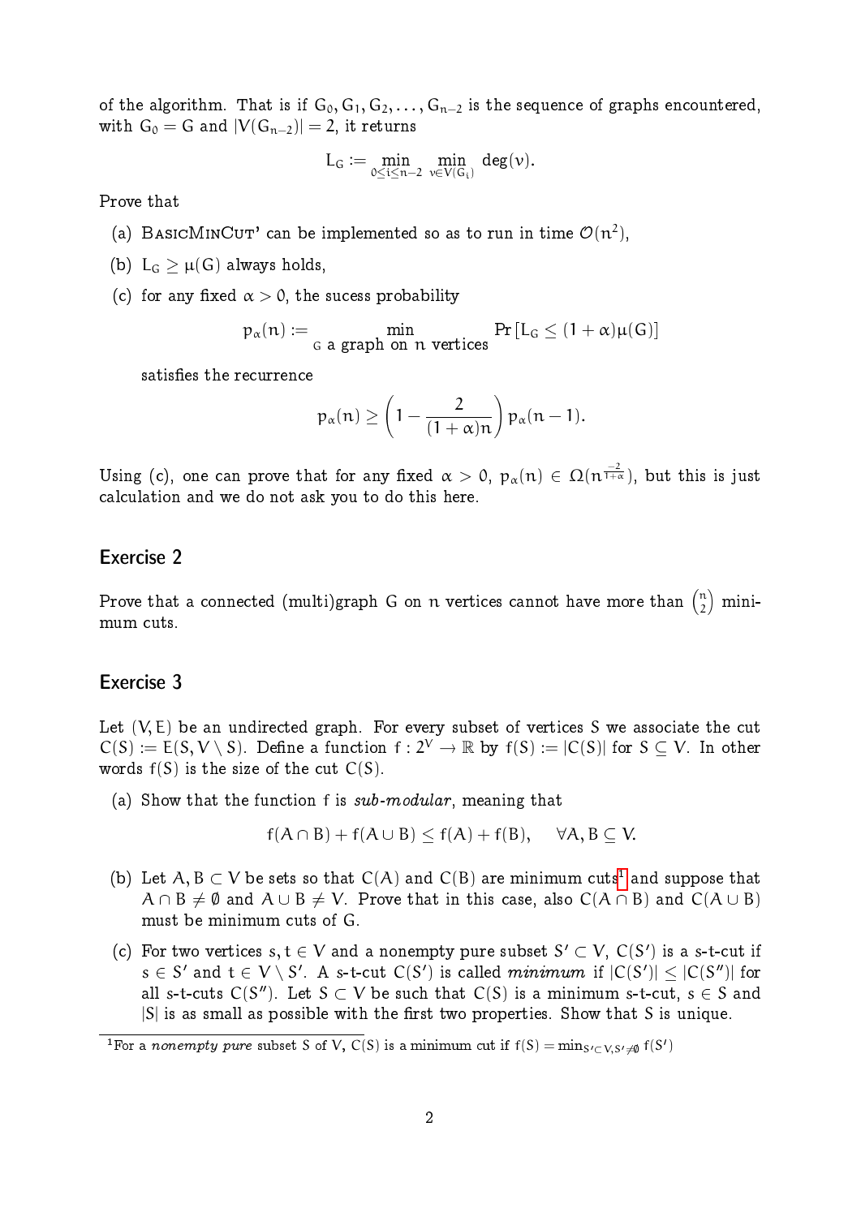of the algorithm. That is if $G_0, G_1, G_2, \ldots, G_{n-2}$ is the sequence of graphs encountered, with $G_0 = G$ and $|V(G_{n-2})| = 2$, it returns

$$L_G := \min_{0 \le i \le n-2} \min_{v \in V(G_i)} \deg(v).$$

Prove that

(a) BasicMinCut' can be implemented so as to run in time $\mathcal{O}(n^2)$,

(b) $L_G \geq \mu(G)$ always holds,

(c) for any fixed $\alpha > 0$, the sucess probability

$$p_\alpha(n) := \min_{G \text{ a graph on } n \text{ vertices}} \Pr\left[L_G \leq (1+\alpha)\mu(G)\right]$$

satisfies the recurrence

$$p_\alpha(n) \geq \left(1 - \frac{2}{(1+\alpha)n}\right) p_\alpha(n-1).$$

Using (c), one can prove that for any fixed $\alpha > 0$, $p_\alpha(n) \in \Omega(n^{\frac{-2}{1+\alpha}})$, but this is just calculation and we do not ask you to do this here.

## Exercise 2

Prove that a connected (multi)graph $G$ on $n$ vertices cannot have more than $\binom{n}{2}$ minimum cuts.

## Exercise 3

Let $(V, E)$ be an undirected graph. For every subset of vertices $S$ we associate the cut $C(S) := E(S, V \setminus S)$. Define a function $f : 2^V \to \mathbb{R}$ by $f(S) := |C(S)|$ for $S \subseteq V$. In other words $f(S)$ is the size of the cut $C(S)$.

(a) Show that the function $f$ is *sub-modular*, meaning that

$$f(A \cap B) + f(A \cup B) \leq f(A) + f(B), \quad \forall A, B \subseteq V.$$

(b) Let $A, B \subset V$ be sets so that $C(A)$ and $C(B)$ are minimum cuts[1] and suppose that $A \cap B \neq \emptyset$ and $A \cup B \neq V$. Prove that in this case, also $C(A \cap B)$ and $C(A \cup B)$ must be minimum cuts of $G$.

(c) For two vertices $s, t \in V$ and a nonempty pure subset $S' \subset V$, $C(S')$ is a s-t-cut if $s \in S'$ and $t \in V \setminus S'$. A s-t-cut $C(S')$ is called *minimum* if $|C(S')| \leq |C(S'')|$ for all s-t-cuts $C(S'')$. Let $S \subset V$ be such that $C(S)$ is a minimum s-t-cut, $s \in S$ and $|S|$ is as small as possible with the first two properties. Show that $S$ is unique.

[1] For a *nonempty pure* subset $S$ of $V$, $C(S)$ is a minimum cut if $f(S) = \min_{S' \subset V, S' \neq \emptyset} f(S')$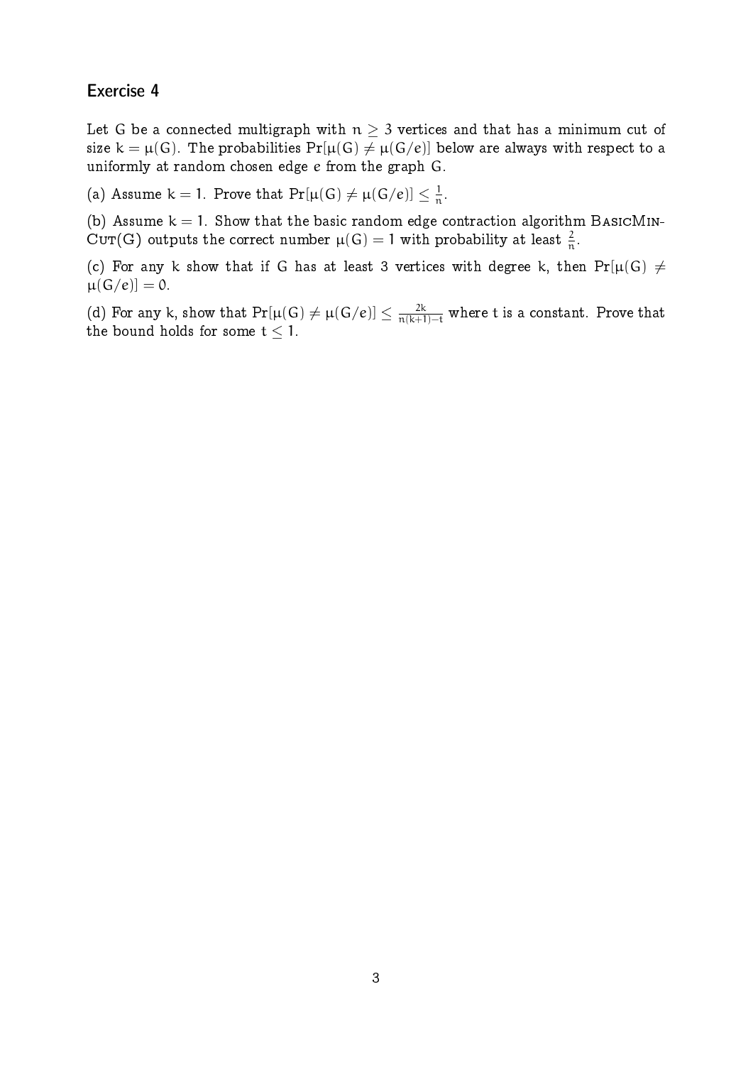## Exercise 4

Let $G$ be a connected multigraph with $n \geq 3$ vertices and that has a minimum cut of size $k = \mu(G)$. The probabilities $\Pr[\mu(G) \neq \mu(G/e)]$ below are always with respect to a uniformly at random chosen edge $e$ from the graph $G$.

(a) Assume $k = 1$. Prove that $\Pr[\mu(G) \neq \mu(G/e)] \leq \frac{1}{n}$.

(b) Assume $k = 1$. Show that the basic random edge contraction algorithm BasicMinCut($G$) outputs the correct number $\mu(G) = 1$ with probability at least $\frac{2}{n}$.

(c) For any $k$ show that if $G$ has at least 3 vertices with degree $k$, then $\Pr[\mu(G) \neq \mu(G/e)] = 0$.

(d) For any $k$, show that $\Pr[\mu(G) \neq \mu(G/e)] \leq \frac{2k}{n(k+1)-t}$ where $t$ is a constant. Prove that the bound holds for some $t \leq 1$.